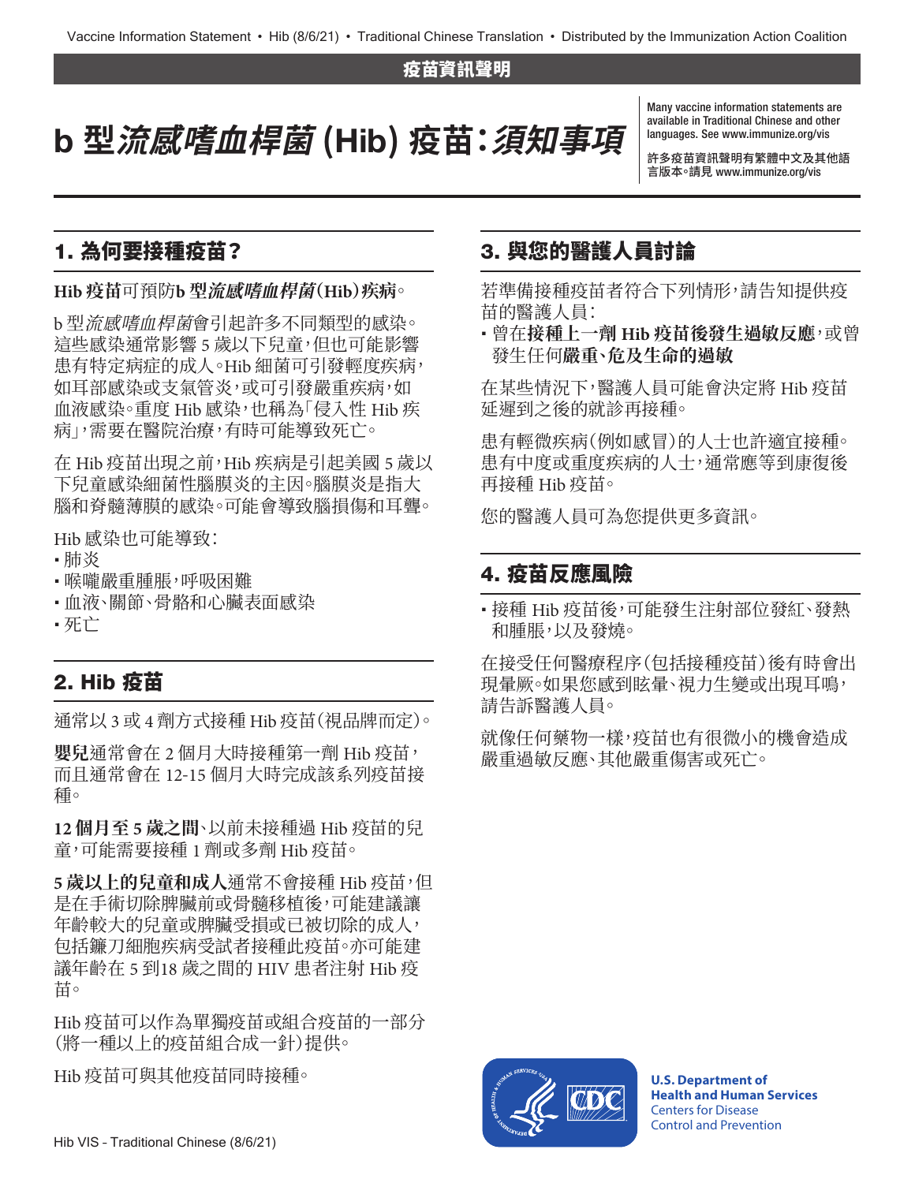疫苗資訊聲明

# b 型*流感嗜血桿菌* (Hib) 疫苗：*須知事項*

Many vaccine information statements are available in Traditional Chinese and other languages. See www.immunize.org/vis

許多疫苗資訊聲明有繁體中文及其他語言版本。請見 www.immunize.org/vis

## 1. 為何要接種疫苗？

**Hib 疫苗**可預防**b 型*流感嗜血桿菌*（Hib）疾病**。

b 型*流感嗜血桿菌*會引起許多不同類型的感染。這些感染通常影響 5 歲以下兒童，但也可能影響患有特定病症的成人。Hib 細菌可引發輕度疾病，如耳部感染或支氣管炎，或可引發嚴重疾病，如血液感染。重度 Hib 感染，也稱為「侵入性 Hib 疾病」，需要在醫院治療，有時可能導致死亡。

在 Hib 疫苗出現之前，Hib 疾病是引起美國 5 歲以下兒童感染細菌性腦膜炎的主因。腦膜炎是指大腦和脊髓薄膜的感染。可能會導致腦損傷和耳聾。

Hib 感染也可能導致：

- 肺炎
- 喉嚨嚴重腫脹，呼吸困難
- 血液、關節、骨骼和心臟表面感染
- 死亡

## 2. Hib 疫苗

通常以 3 或 4 劑方式接種 Hib 疫苗（視品牌而定）。

**嬰兒**通常會在 2 個月大時接種第一劑 Hib 疫苗，而且通常會在 12-15 個月大時完成該系列疫苗接種。

**12 個月至 5 歲之間**、以前未接種過 Hib 疫苗的兒童，可能需要接種 1 劑或多劑 Hib 疫苗。

**5 歲以上的兒童和成人**通常不會接種 Hib 疫苗，但是在手術切除脾臟前或骨髓移植後，可能建議讓年齡較大的兒童或脾臟受損或已被切除的成人，包括鐮刀細胞疾病受試者接種此疫苗。亦可能建議年齡在 5 到18 歲之間的 HIV 患者注射 Hib 疫苗。

Hib 疫苗可以作為單獨疫苗或組合疫苗的一部分（將一種以上的疫苗組合成一針）提供。

Hib 疫苗可與其他疫苗同時接種。

## 3. 與您的醫護人員討論

若準備接種疫苗者符合下列情形，請告知提供疫苗的醫護人員：

- 曾在**接種上一劑 Hib 疫苗後發生過敏反應**，或曾發生任何**嚴重、危及生命的過敏**

在某些情況下，醫護人員可能會決定將 Hib 疫苗延遲到之後的就診再接種。

患有輕微疾病（例如感冒）的人士也許適宜接種。患有中度或重度疾病的人士，通常應等到康復後再接種 Hib 疫苗。

您的醫護人員可為您提供更多資訊。

## 4. 疫苗反應風險

- 接種 Hib 疫苗後，可能發生注射部位發紅、發熱和腫脹，以及發燒。

在接受任何醫療程序（包括接種疫苗）後有時會出現暈厥。如果您感到眩暈、視力生變或出現耳鳴，請告訴醫護人員。

就像任何藥物一樣，疫苗也有很微小的機會造成嚴重過敏反應、其他嚴重傷害或死亡。

U.S. Department of Health and Human Services
Centers for Disease Control and Prevention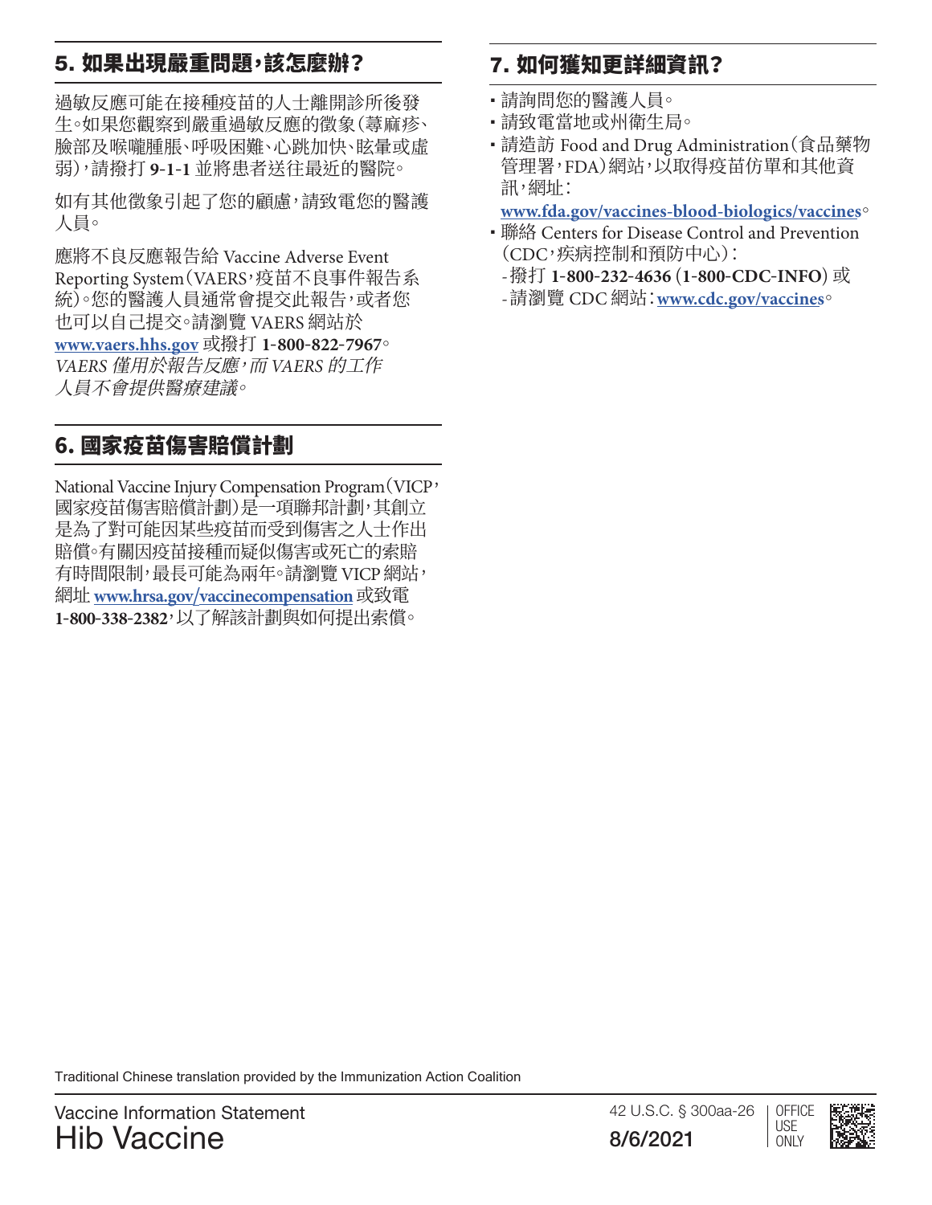## 5. 如果出現嚴重問題，該怎麼辦？

過敏反應可能在接種疫苗的人士離開診所後發生。如果您觀察到嚴重過敏反應的徵象（蕁麻疹、臉部及喉嚨腫脹、呼吸困難、心跳加快、眩暈或虛弱），請撥打 **9-1-1** 並將患者送往最近的醫院。

如有其他徵象引起了您的顧慮，請致電您的醫護人員。

應將不良反應報告給 Vaccine Adverse Event Reporting System（VAERS，疫苗不良事件報告系統）。您的醫護人員通常會提交此報告，或者您也可以自己提交。請瀏覽 VAERS 網站於 **www.vaers.hhs.gov** 或撥打 **1-800-822-7967**。*VAERS 僅用於報告反應，而 VAERS 的工作人員不會提供醫療建議。*

## 6. 國家疫苗傷害賠償計劃

National Vaccine Injury Compensation Program（VICP，國家疫苗傷害賠償計劃）是一項聯邦計劃，其創立是為了對可能因某些疫苗而受到傷害之人士作出賠償。有關因疫苗接種而疑似傷害或死亡的索賠有時間限制，最長可能為兩年。請瀏覽 VICP 網站，網址 **www.hrsa.gov/vaccinecompensation** 或致電 **1-800-338-2382**，以了解該計劃與如何提出索償。

## 7. 如何獲知更詳細資訊？

- 請詢問您的醫護人員。
- 請致電當地或州衛生局。
- 請造訪 Food and Drug Administration（食品藥物管理署，FDA）網站，以取得疫苗仿單和其他資訊，網址：**www.fda.gov/vaccines-blood-biologics/vaccines**。
- 聯絡 Centers for Disease Control and Prevention（CDC，疾病控制和預防中心）：
  - 撥打 **1-800-232-4636**（**1-800-CDC-INFO**）或
  - 請瀏覽 CDC 網站：**www.cdc.gov/vaccines**。

Traditional Chinese translation provided by the Immunization Action Coalition

Vaccine Information Statement
Hib Vaccine

42 U.S.C. § 300aa-26
**8/6/2021**

OFFICE USE ONLY